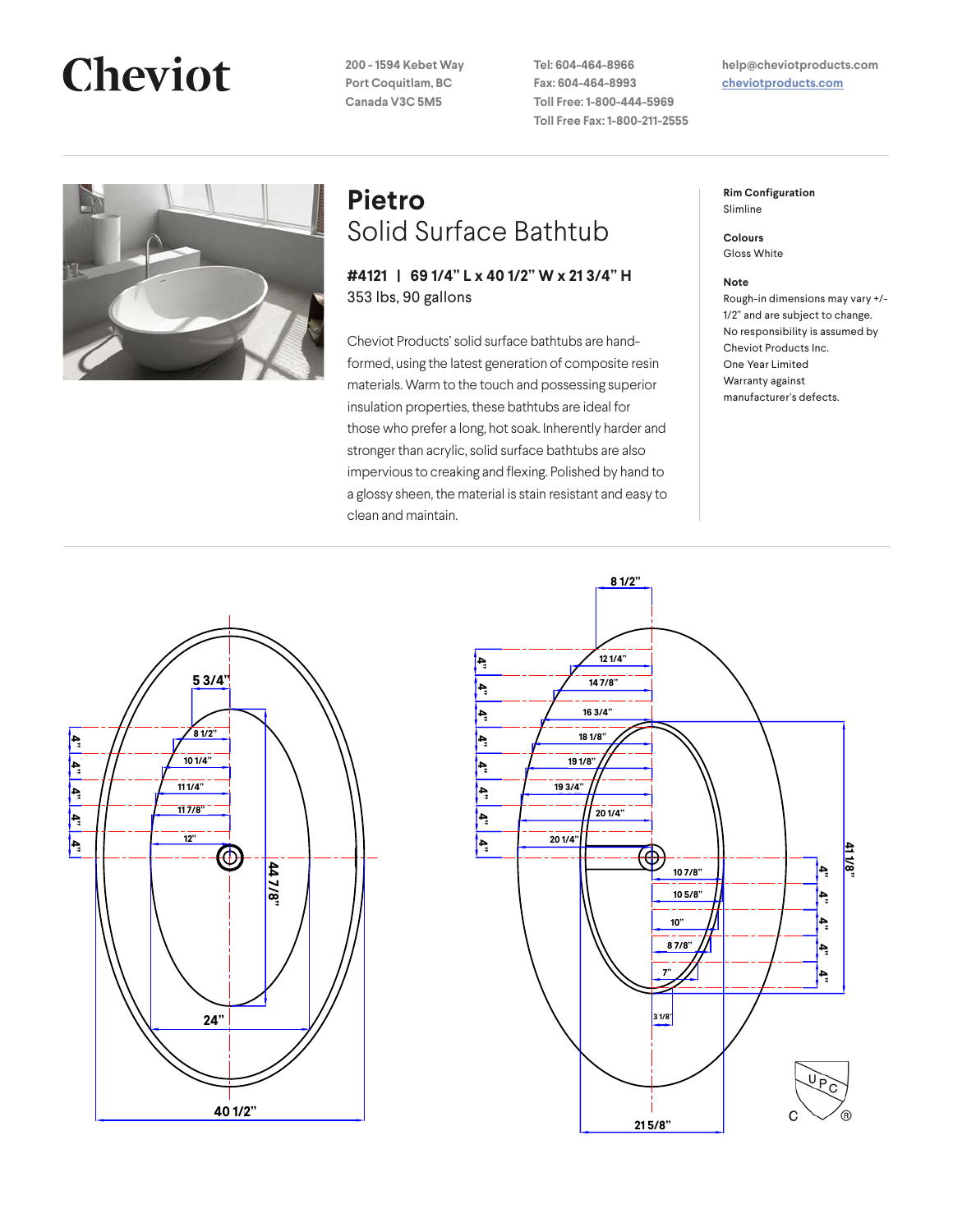# Cheviot

200 - 1594 Kebet Way
Port Coquitlam, BC
Canada V3C 5M5

Tel: 604-464-8966
Fax: 604-464-8993
Toll Free: 1-800-444-5969
Toll Free Fax: 1-800-211-2555

help@cheviotproducts.com
cheviotproducts.com

## Pietro
## Solid Surface Bathtub

**#4121 | 69 1/4" L x 40 1/2" W x 21 3/4" H**
353 lbs, 90 gallons

Cheviot Products' solid surface bathtubs are hand-formed, using the latest generation of composite resin materials. Warm to the touch and possessing superior insulation properties, these bathtubs are ideal for those who prefer a long, hot soak. Inherently harder and stronger than acrylic, solid surface bathtubs are also impervious to creaking and flexing. Polished by hand to a glossy sheen, the material is stain resistant and easy to clean and maintain.

**Rim Configuration**
Slimline

**Colours**
Gloss White

**Note**
Rough-in dimensions may vary +/- 1/2" and are subject to change. No responsibility is assumed by Cheviot Products Inc. One Year Limited Warranty against manufacturer's defects.

5 3/4"
8 1/2"
10 1/4"
11 1/4"
11 7/8"
12"
4" 4" 4" 4" 4"
44 7/8"
24"
40 1/2"

8 1/2"
12 1/4"
14 7/8"
16 3/4"
18 1/8"
19 1/8"
19 3/4"
20 1/4"
20 1/4"
4" 4" 4" 4" 4" 4" 4" 4"
10 7/8"
10 5/8"
10"
8 7/8"
7"
3 1/8"
4" 4" 4" 4" 4"
41 1/8"
21 5/8"

UPC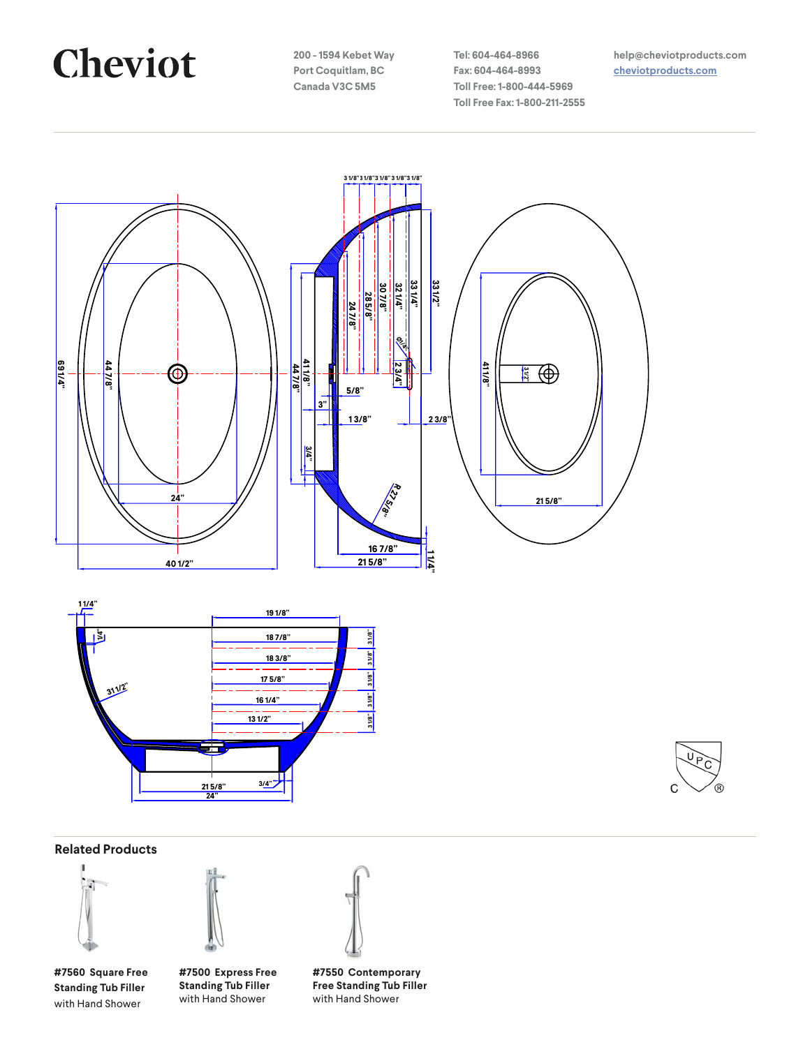# Cheviot

200 - 1594 Kebet Way
Port Coquitlam, BC
Canada V3C 5M5

Tel: 604-464-8966
Fax: 604-464-8993
Toll Free: 1-800-444-5969
Toll Free Fax: 1-800-211-2555

help@cheviotproducts.com
cheviotproducts.com

69 1/4"
44 7/8"
24"
40 1/2"

3 1/8" 3 1/8" 3 1/8" 3 1/8" 3 1/8"
24 7/8"
28 5/8"
30 7/8"
32 1/4"
33 1/4"
33 1/2"
41 1/8"
44 7/8"
Ø1 5/8"
2 3/4"
5/8"
3"
1 3/8"
2 3/8"
3/4"
R27 5/8"
16 7/8"
21 5/8"
1 1/4"

41 1/8"
3 1/2"
21 5/8"

1 1/4"
3/4"
31 1/2"
19 1/8"
18 7/8"
18 3/8"
17 5/8"
16 1/4"
13 1/2"
3 1/8"
3 1/8"
3 1/8"
3 1/8"
3 1/8"
21 5/8"
24"
3/4"

C UPC ®

## Related Products

**#7560 Square Free Standing Tub Filler**
with Hand Shower

**#7500 Express Free Standing Tub Filler**
with Hand Shower

**#7550 Contemporary Free Standing Tub Filler**
with Hand Shower